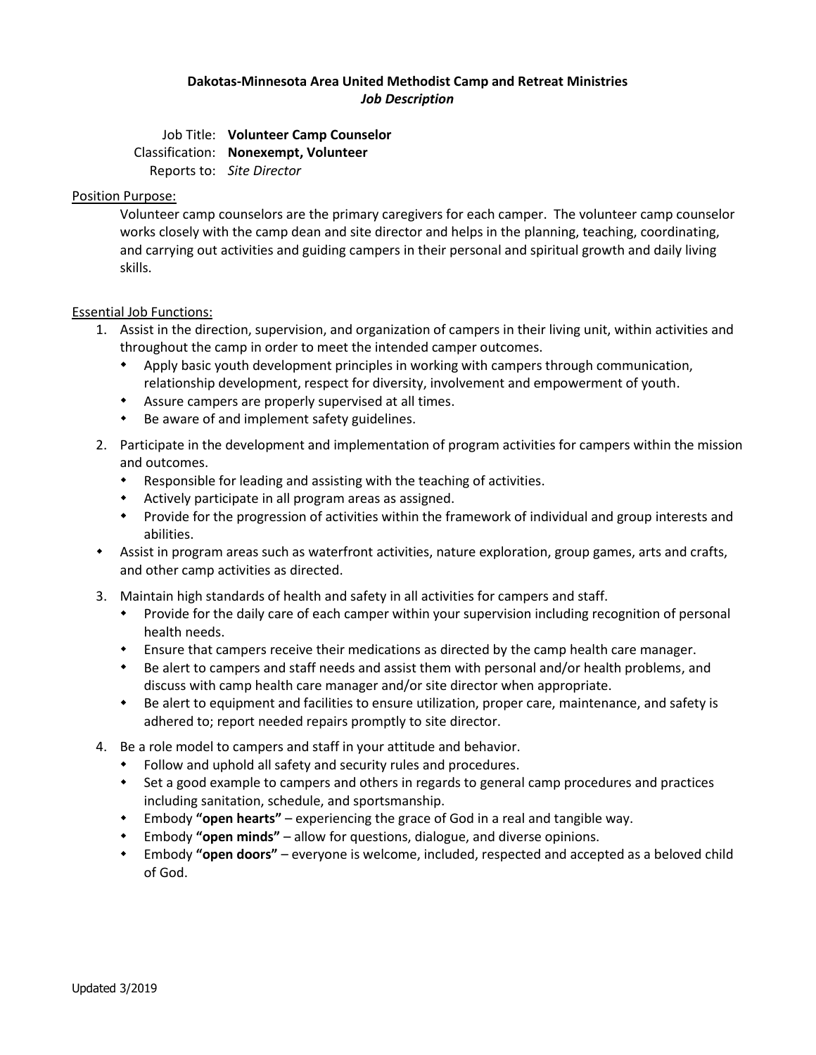**Dakotas-Minnesota Area United Methodist Camp and Retreat Ministries**
***Job Description***

Job Title: **Volunteer Camp Counselor**
Classification: **Nonexempt, Volunteer**
Reports to: *Site Director*

Position Purpose:

Volunteer camp counselors are the primary caregivers for each camper. The volunteer camp counselor works closely with the camp dean and site director and helps in the planning, teaching, coordinating, and carrying out activities and guiding campers in their personal and spiritual growth and daily living skills.

Essential Job Functions:

1. Assist in the direction, supervision, and organization of campers in their living unit, within activities and throughout the camp in order to meet the intended camper outcomes.
   - Apply basic youth development principles in working with campers through communication, relationship development, respect for diversity, involvement and empowerment of youth.
   - Assure campers are properly supervised at all times.
   - Be aware of and implement safety guidelines.
2. Participate in the development and implementation of program activities for campers within the mission and outcomes.
   - Responsible for leading and assisting with the teaching of activities.
   - Actively participate in all program areas as assigned.
   - Provide for the progression of activities within the framework of individual and group interests and abilities.

- Assist in program areas such as waterfront activities, nature exploration, group games, arts and crafts, and other camp activities as directed.

3. Maintain high standards of health and safety in all activities for campers and staff.
   - Provide for the daily care of each camper within your supervision including recognition of personal health needs.
   - Ensure that campers receive their medications as directed by the camp health care manager.
   - Be alert to campers and staff needs and assist them with personal and/or health problems, and discuss with camp health care manager and/or site director when appropriate.
   - Be alert to equipment and facilities to ensure utilization, proper care, maintenance, and safety is adhered to; report needed repairs promptly to site director.
4. Be a role model to campers and staff in your attitude and behavior.
   - Follow and uphold all safety and security rules and procedures.
   - Set a good example to campers and others in regards to general camp procedures and practices including sanitation, schedule, and sportsmanship.
   - Embody **"open hearts"** – experiencing the grace of God in a real and tangible way.
   - Embody **"open minds"** – allow for questions, dialogue, and diverse opinions.
   - Embody **"open doors"** – everyone is welcome, included, respected and accepted as a beloved child of God.

Updated 3/2019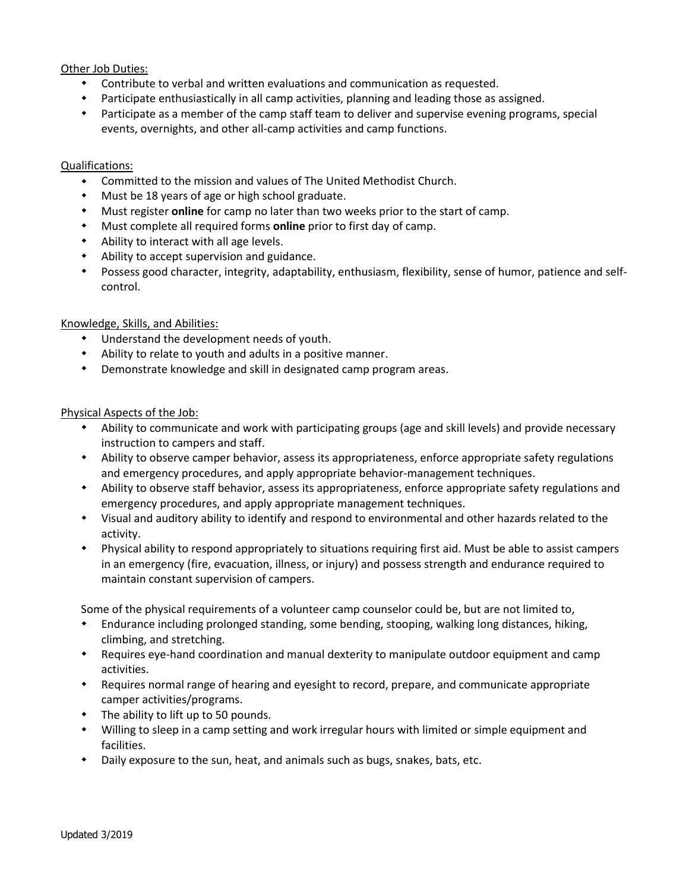Other Job Duties:

- Contribute to verbal and written evaluations and communication as requested.
- Participate enthusiastically in all camp activities, planning and leading those as assigned.
- Participate as a member of the camp staff team to deliver and supervise evening programs, special events, overnights, and other all-camp activities and camp functions.

Qualifications:

- Committed to the mission and values of The United Methodist Church.
- Must be 18 years of age or high school graduate.
- Must register **online** for camp no later than two weeks prior to the start of camp.
- Must complete all required forms **online** prior to first day of camp.
- Ability to interact with all age levels.
- Ability to accept supervision and guidance.
- Possess good character, integrity, adaptability, enthusiasm, flexibility, sense of humor, patience and self-control.

Knowledge, Skills, and Abilities:

- Understand the development needs of youth.
- Ability to relate to youth and adults in a positive manner.
- Demonstrate knowledge and skill in designated camp program areas.

Physical Aspects of the Job:

- Ability to communicate and work with participating groups (age and skill levels) and provide necessary instruction to campers and staff.
- Ability to observe camper behavior, assess its appropriateness, enforce appropriate safety regulations and emergency procedures, and apply appropriate behavior-management techniques.
- Ability to observe staff behavior, assess its appropriateness, enforce appropriate safety regulations and emergency procedures, and apply appropriate management techniques.
- Visual and auditory ability to identify and respond to environmental and other hazards related to the activity.
- Physical ability to respond appropriately to situations requiring first aid. Must be able to assist campers in an emergency (fire, evacuation, illness, or injury) and possess strength and endurance required to maintain constant supervision of campers.

Some of the physical requirements of a volunteer camp counselor could be, but are not limited to,

- Endurance including prolonged standing, some bending, stooping, walking long distances, hiking, climbing, and stretching.
- Requires eye-hand coordination and manual dexterity to manipulate outdoor equipment and camp activities.
- Requires normal range of hearing and eyesight to record, prepare, and communicate appropriate camper activities/programs.
- The ability to lift up to 50 pounds.
- Willing to sleep in a camp setting and work irregular hours with limited or simple equipment and facilities.
- Daily exposure to the sun, heat, and animals such as bugs, snakes, bats, etc.

Updated 3/2019